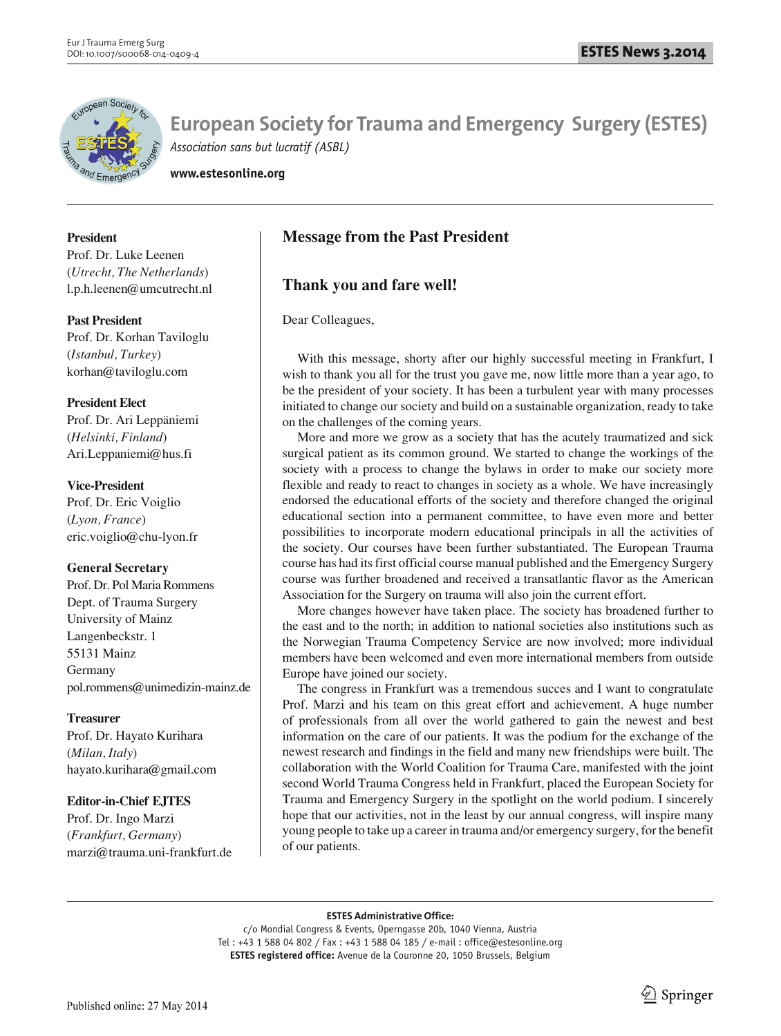# European Society for Trauma and Emergency Surgery (ESTES)

*Association sans but lucratif (ASBL)*

**www.estesonline.org**

**President**
Prof. Dr. Luke Leenen
(*Utrecht, The Netherlands*)
l.p.h.leenen@umcutrecht.nl

**Past President**
Prof. Dr. Korhan Taviloglu
(*Istanbul, Turkey*)
korhan@taviloglu.com

**President Elect**
Prof. Dr. Ari Leppäniemi
(*Helsinki, Finland*)
Ari.Leppaniemi@hus.fi

**Vice-President**
Prof. Dr. Eric Voiglio
(*Lyon, France*)
eric.voiglio@chu-lyon.fr

**General Secretary**
Prof. Dr. Pol Maria Rommens
Dept. of Trauma Surgery
University of Mainz
Langenbeckstr. 1
55131 Mainz
Germany
pol.rommens@unimedizin-mainz.de

**Treasurer**
Prof. Dr. Hayato Kurihara
(*Milan, Italy*)
hayato.kurihara@gmail.com

**Editor-in-Chief EJTES**
Prof. Dr. Ingo Marzi
(*Frankfurt, Germany*)
marzi@trauma.uni-frankfurt.de

## Message from the Past President

## Thank you and fare well!

Dear Colleagues,

With this message, shorty after our highly successful meeting in Frankfurt, I wish to thank you all for the trust you gave me, now little more than a year ago, to be the president of your society. It has been a turbulent year with many processes initiated to change our society and build on a sustainable organization, ready to take on the challenges of the coming years.

More and more we grow as a society that has the acutely traumatized and sick surgical patient as its common ground. We started to change the workings of the society with a process to change the bylaws in order to make our society more flexible and ready to react to changes in society as a whole. We have increasingly endorsed the educational efforts of the society and therefore changed the original educational section into a permanent committee, to have even more and better possibilities to incorporate modern educational principals in all the activities of the society. Our courses have been further substantiated. The European Trauma course has had its first official course manual published and the Emergency Surgery course was further broadened and received a transatlantic flavor as the American Association for the Surgery on trauma will also join the current effort.

More changes however have taken place. The society has broadened further to the east and to the north; in addition to national societies also institutions such as the Norwegian Trauma Competency Service are now involved; more individual members have been welcomed and even more international members from outside Europe have joined our society.

The congress in Frankfurt was a tremendous succes and I want to congratulate Prof. Marzi and his team on this great effort and achievement. A huge number of professionals from all over the world gathered to gain the newest and best information on the care of our patients. It was the podium for the exchange of the newest research and findings in the field and many new friendships were built. The collaboration with the World Coalition for Trauma Care, manifested with the joint second World Trauma Congress held in Frankfurt, placed the European Society for Trauma and Emergency Surgery in the spotlight on the world podium. I sincerely hope that our activities, not in the least by our annual congress, will inspire many young people to take up a career in trauma and/or emergency surgery, for the benefit of our patients.

**ESTES Administrative Office:**
c/o Mondial Congress & Events, Operngasse 20b, 1040 Vienna, Austria
Tel : +43 1 588 04 802 / Fax : +43 1 588 04 185 / e-mail : office@estesonline.org
**ESTES registered office:** Avenue de la Couronne 20, 1050 Brussels, Belgium

Published online: 27 May 2014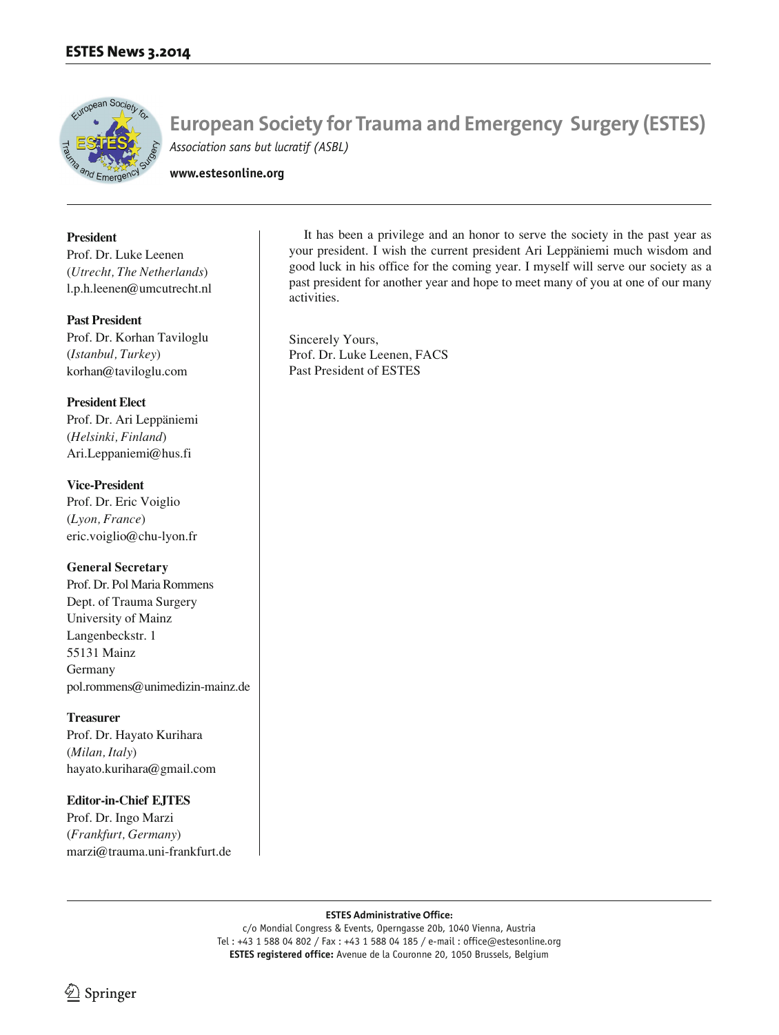# European Society for Trauma and Emergency Surgery (ESTES)

*Association sans but lucratif (ASBL)*

**www.estesonline.org**

**President**
Prof. Dr. Luke Leenen
(*Utrecht, The Netherlands*)
l.p.h.leenen@umcutrecht.nl

**Past President**
Prof. Dr. Korhan Taviloglu
(*Istanbul, Turkey*)
korhan@taviloglu.com

**President Elect**
Prof. Dr. Ari Leppäniemi
(*Helsinki, Finland*)
Ari.Leppaniemi@hus.fi

**Vice-President**
Prof. Dr. Eric Voiglio
(*Lyon, France*)
eric.voiglio@chu-lyon.fr

**General Secretary**
Prof. Dr. Pol Maria Rommens
Dept. of Trauma Surgery
University of Mainz
Langenbeckstr. 1
55131 Mainz
Germany
pol.rommens@unimedizin-mainz.de

**Treasurer**
Prof. Dr. Hayato Kurihara
(*Milan, Italy*)
hayato.kurihara@gmail.com

**Editor-in-Chief EJTES**
Prof. Dr. Ingo Marzi
(*Frankfurt, Germany*)
marzi@trauma.uni-frankfurt.de

It has been a privilege and an honor to serve the society in the past year as your president. I wish the current president Ari Leppäniemi much wisdom and good luck in his office for the coming year. I myself will serve our society as a past president for another year and hope to meet many of you at one of our many activities.

Sincerely Yours,
Prof. Dr. Luke Leenen, FACS
Past President of ESTES

**ESTES Administrative Office:**
c/o Mondial Congress & Events, Operngasse 20b, 1040 Vienna, Austria
Tel : +43 1 588 04 802 / Fax : +43 1 588 04 185 / e-mail : office@estesonline.org
**ESTES registered office:** Avenue de la Couronne 20, 1050 Brussels, Belgium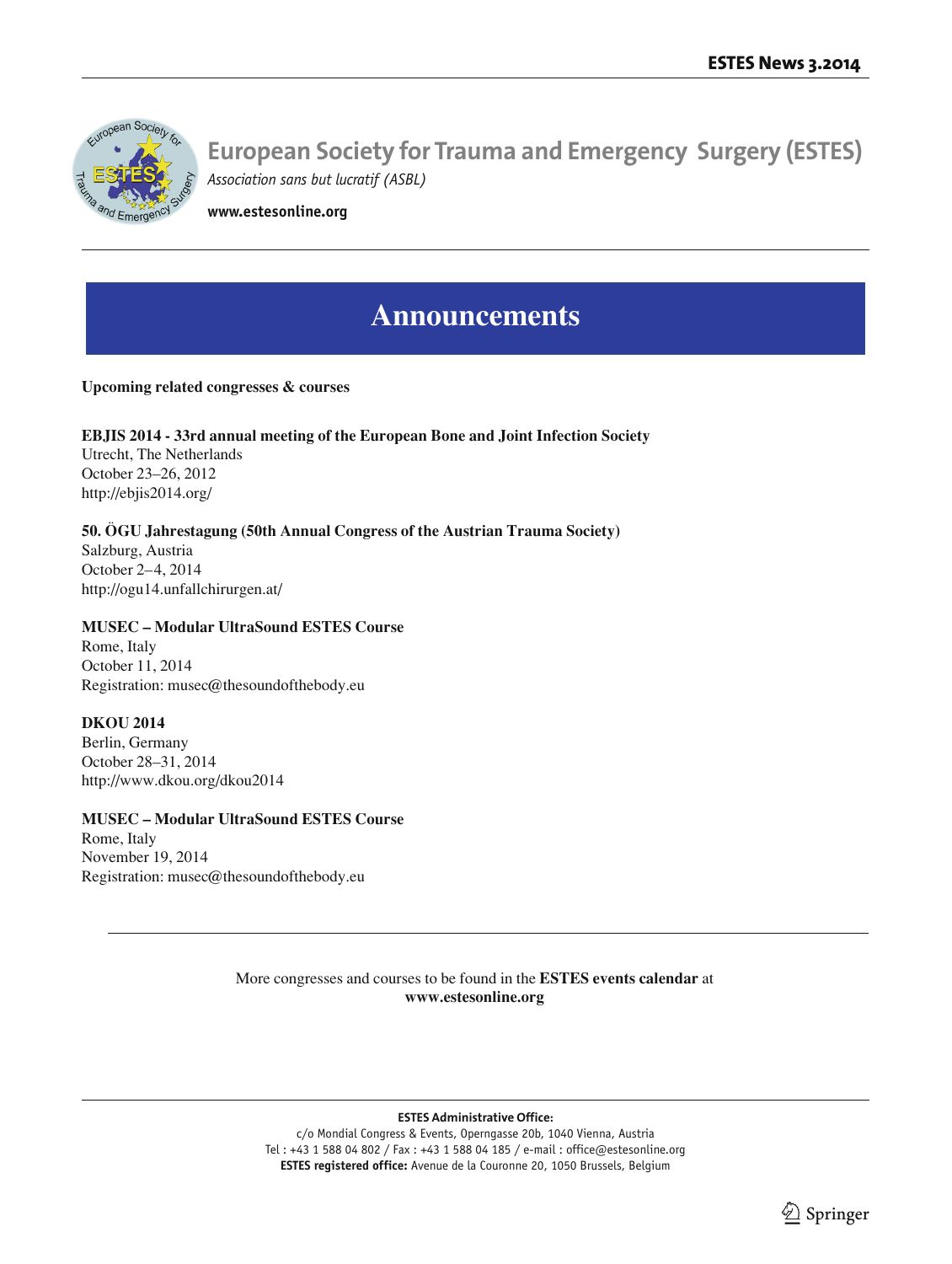# European Society for Trauma and Emergency Surgery (ESTES)

*Association sans but lucratif (ASBL)*

**www.estesonline.org**

## Announcements

**Upcoming related congresses & courses**

**EBJIS 2014 - 33rd annual meeting of the European Bone and Joint Infection Society**
Utrecht, The Netherlands
October 23–26, 2012
http://ebjis2014.org/

**50. ÖGU Jahrestagung (50th Annual Congress of the Austrian Trauma Society)**
Salzburg, Austria
October 2–4, 2014
http://ogu14.unfallchirurgen.at/

**MUSEC – Modular UltraSound ESTES Course**
Rome, Italy
October 11, 2014
Registration: musec@thesoundofthebody.eu

**DKOU 2014**
Berlin, Germany
October 28–31, 2014
http://www.dkou.org/dkou2014

**MUSEC – Modular UltraSound ESTES Course**
Rome, Italy
November 19, 2014
Registration: musec@thesoundofthebody.eu

---

More congresses and courses to be found in the **ESTES events calendar** at **www.estesonline.org**

---

**ESTES Administrative Office:**
c/o Mondial Congress & Events, Operngasse 20b, 1040 Vienna, Austria
Tel : +43 1 588 04 802 / Fax : +43 1 588 04 185 / e-mail : office@estesonline.org
**ESTES registered office:** Avenue de la Couronne 20, 1050 Brussels, Belgium